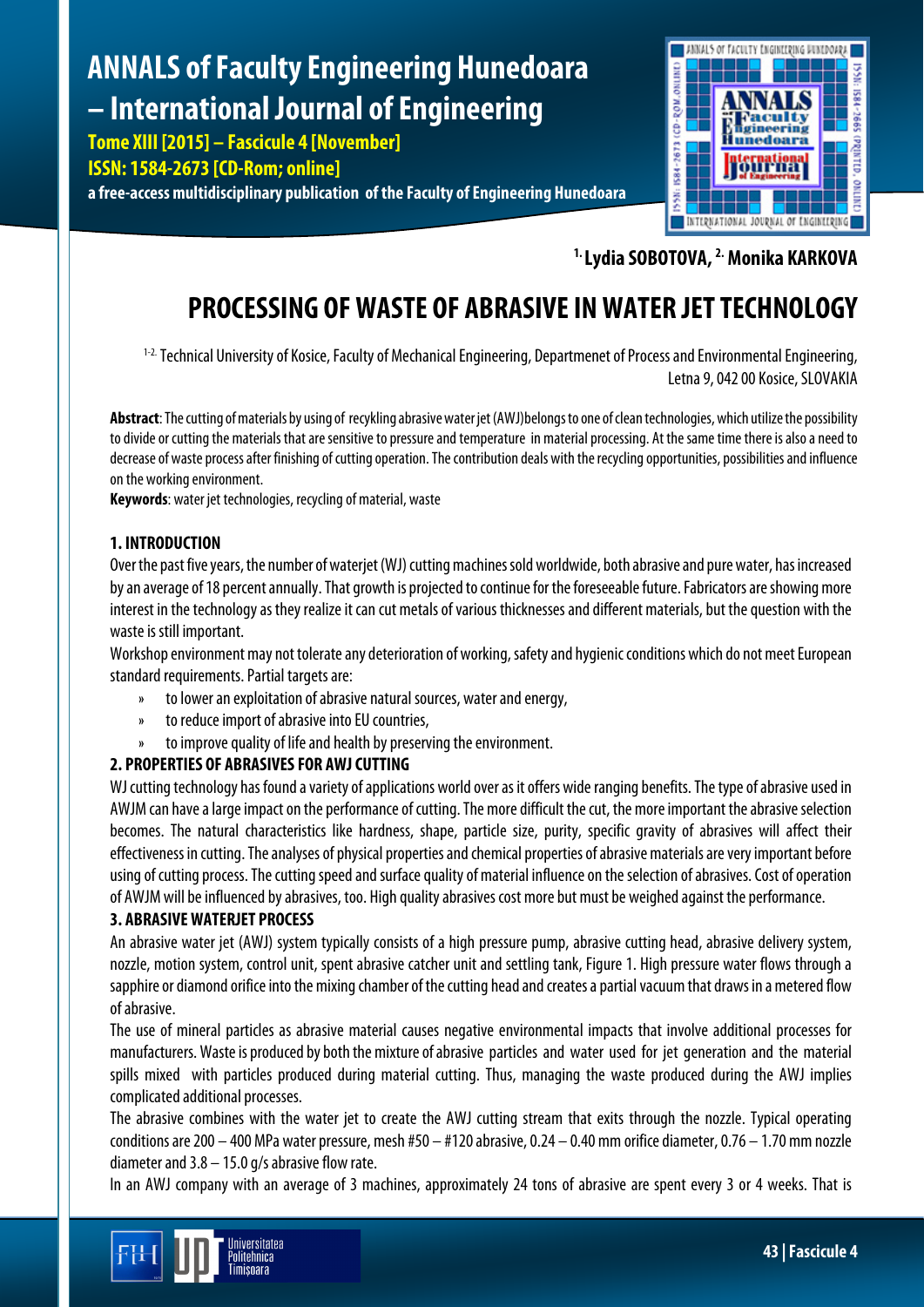# PROCESSING OF WASTE OF ABRASIVE IN WATER JET TECHNOLOGY

**[1.] Lydia SOBOTOVA, [2.] Monika KARKOVA**

[1-2.] Technical University of Kosice, Faculty of Mechanical Engineering, Departmenet of Process and Environmental Engineering, Letna 9, 042 00 Kosice, SLOVAKIA

**Abstract**: The cutting of materials by using of recykling abrasive water jet (AWJ)belongs to one of clean technologies, which utilize the possibility to divide or cutting the materials that are sensitive to pressure and temperature in material processing. At the same time there is also a need to decrease of waste process after finishing of cutting operation. The contribution deals with the recycling opportunities, possibilities and influence on the working environment.

**Keywords**: water jet technologies, recycling of material, waste

## 1. INTRODUCTION

Over the past five years, the number of waterjet (WJ) cutting machines sold worldwide, both abrasive and pure water, has increased by an average of 18 percent annually. That growth is projected to continue for the foreseeable future. Fabricators are showing more interest in the technology as they realize it can cut metals of various thicknesses and different materials, but the question with the waste is still important.

Workshop environment may not tolerate any deterioration of working, safety and hygienic conditions which do not meet European standard requirements. Partial targets are:

- to lower an exploitation of abrasive natural sources, water and energy,
- to reduce import of abrasive into EU countries,
- to improve quality of life and health by preserving the environment.

## 2. PROPERTIES OF ABRASIVES FOR AWJ CUTTING

WJ cutting technology has found a variety of applications world over as it offers wide ranging benefits. The type of abrasive used in AWJM can have a large impact on the performance of cutting. The more difficult the cut, the more important the abrasive selection becomes. The natural characteristics like hardness, shape, particle size, purity, specific gravity of abrasives will affect their effectiveness in cutting. The analyses of physical properties and chemical properties of abrasive materials are very important before using of cutting process. The cutting speed and surface quality of material influence on the selection of abrasives. Cost of operation of AWJM will be influenced by abrasives, too. High quality abrasives cost more but must be weighed against the performance.

## 3. ABRASIVE WATERJET PROCESS

An abrasive water jet (AWJ) system typically consists of a high pressure pump, abrasive cutting head, abrasive delivery system, nozzle, motion system, control unit, spent abrasive catcher unit and settling tank, Figure 1. High pressure water flows through a sapphire or diamond orifice into the mixing chamber of the cutting head and creates a partial vacuum that draws in a metered flow of abrasive.

The use of mineral particles as abrasive material causes negative environmental impacts that involve additional processes for manufacturers. Waste is produced by both the mixture of abrasive particles and water used for jet generation and the material spills mixed with particles produced during material cutting. Thus, managing the waste produced during the AWJ implies complicated additional processes.

The abrasive combines with the water jet to create the AWJ cutting stream that exits through the nozzle. Typical operating conditions are 200 – 400 MPa water pressure, mesh #50 – #120 abrasive, 0.24 – 0.40 mm orifice diameter, 0.76 – 1.70 mm nozzle diameter and 3.8 – 15.0 g/s abrasive flow rate.

In an AWJ company with an average of 3 machines, approximately 24 tons of abrasive are spent every 3 or 4 weeks. That is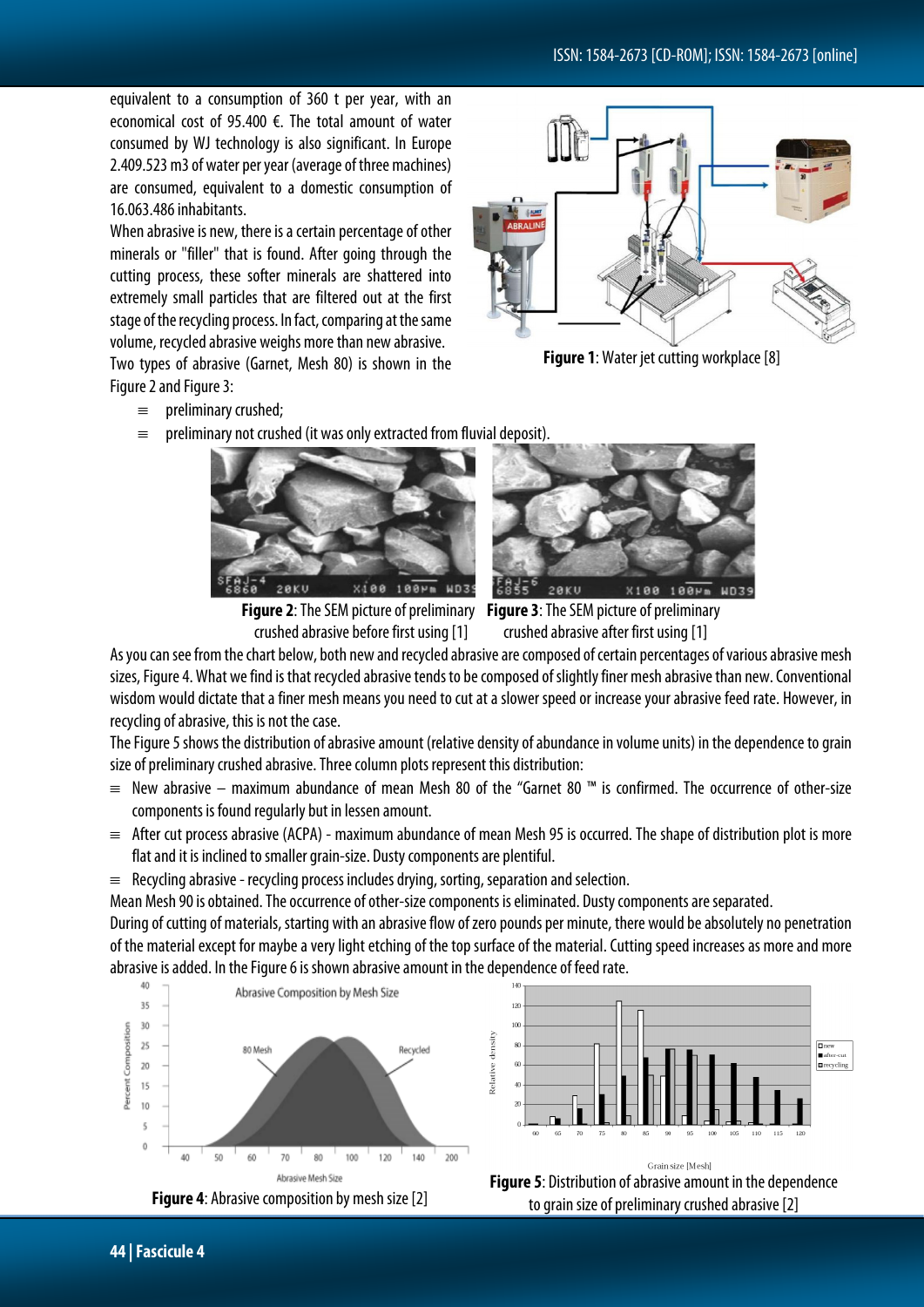equivalent to a consumption of 360 t per year, with an economical cost of 95.400 €. The total amount of water consumed by WJ technology is also significant. In Europe 2.409.523 m3 of water per year (average of three machines) are consumed, equivalent to a domestic consumption of 16.063.486 inhabitants.

When abrasive is new, there is a certain percentage of other minerals or "filler" that is found. After going through the cutting process, these softer minerals are shattered into extremely small particles that are filtered out at the first stage of the recycling process. In fact, comparing at the same volume, recycled abrasive weighs more than new abrasive.

Two types of abrasive (Garnet, Mesh 80) is shown in the Figure 2 and Figure 3:

- preliminary crushed;
- preliminary not crushed (it was only extracted from fluvial deposit).

**Figure 1**: Water jet cutting workplace [8]

**Figure 2**: The SEM picture of preliminary crushed abrasive before first using [1]

**Figure 3**: The SEM picture of preliminary crushed abrasive after first using [1]

As you can see from the chart below, both new and recycled abrasive are composed of certain percentages of various abrasive mesh sizes, Figure 4. What we find is that recycled abrasive tends to be composed of slightly finer mesh abrasive than new. Conventional wisdom would dictate that a finer mesh means you need to cut at a slower speed or increase your abrasive feed rate. However, in recycling of abrasive, this is not the case.

The Figure 5 shows the distribution of abrasive amount (relative density of abundance in volume units) in the dependence to grain size of preliminary crushed abrasive. Three column plots represent this distribution:

- New abrasive – maximum abundance of mean Mesh 80 of the "Garnet 80 ™ is confirmed. The occurrence of other-size components is found regularly but in lessen amount.
- After cut process abrasive (ACPA) - maximum abundance of mean Mesh 95 is occurred. The shape of distribution plot is more flat and it is inclined to smaller grain-size. Dusty components are plentiful.
- Recycling abrasive - recycling process includes drying, sorting, separation and selection.

Mean Mesh 90 is obtained. The occurrence of other-size components is eliminated. Dusty components are separated.

During of cutting of materials, starting with an abrasive flow of zero pounds per minute, there would be absolutely no penetration of the material except for maybe a very light etching of the top surface of the material. Cutting speed increases as more and more abrasive is added. In the Figure 6 is shown abrasive amount in the dependence of feed rate.

**Figure 4**: Abrasive composition by mesh size [2]

**Figure 5**: Distribution of abrasive amount in the dependence to grain size of preliminary crushed abrasive [2]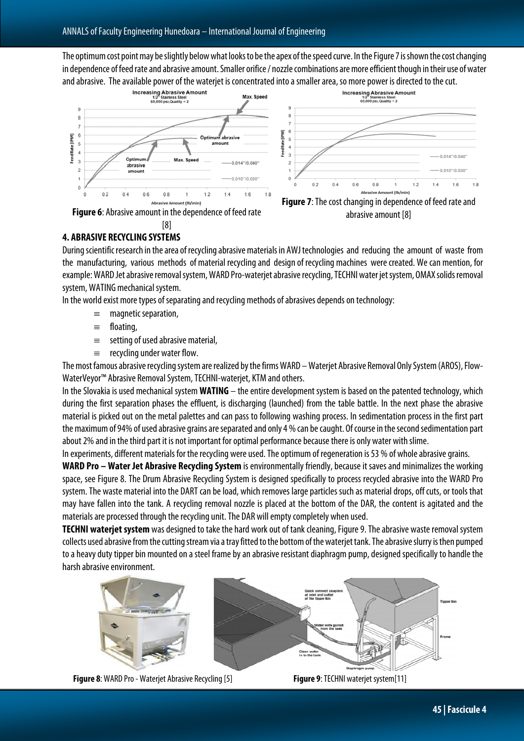The optimum cost point may be slightly below what looks to be the apex of the speed curve. In the Figure 7 is shown the cost changing in dependence of feed rate and abrasive amount. Smaller orifice / nozzle combinations are more efficient though in their use of water and abrasive. The available power of the waterjet is concentrated into a smaller area, so more power is directed to the cut.

**Figure 6**: Abrasive amount in the dependence of feed rate [8]

**Figure 7**: The cost changing in dependence of feed rate and abrasive amount [8]

## 4. ABRASIVE RECYCLING SYSTEMS

During scientific research in the area of recycling abrasive materials in AWJ technologies and reducing the amount of waste from the manufacturing, various methods of material recycling and design of recycling machines were created. We can mention, for example: WARD Jet abrasive removal system, WARD Pro-waterjet abrasive recycling, TECHNI water jet system, OMAX solids removal system, WATING mechanical system.

In the world exist more types of separating and recycling methods of abrasives depends on technology:

- magnetic separation,
- floating,
- setting of used abrasive material,
- recycling under water flow.

The most famous abrasive recycling system are realized by the firms WARD – Waterjet Abrasive Removal Only System (AROS), Flow-WaterVeyor™ Abrasive Removal System, TECHNI-waterjet, KTM and others.

In the Slovakia is used mechanical system **WATING** – the entire development system is based on the patented technology, which during the first separation phases the effluent, is discharging (launched) from the table battle. In the next phase the abrasive material is picked out on the metal palettes and can pass to following washing process. In sedimentation process in the first part the maximum of 94% of used abrasive grains are separated and only 4 % can be caught. Of course in the second sedimentation part about 2% and in the third part it is not important for optimal performance because there is only water with slime.

In experiments, different materials for the recycling were used. The optimum of regeneration is 53 % of whole abrasive grains.

**WARD Pro – Water Jet Abrasive Recycling System** is environmentally friendly, because it saves and minimalizes the working space, see Figure 8. The Drum Abrasive Recycling System is designed specifically to process recycled abrasive into the WARD Pro system. The waste material into the DART can be load, which removes large particles such as material drops, off cuts, or tools that may have fallen into the tank. A recycling removal nozzle is placed at the bottom of the DAR, the content is agitated and the materials are processed through the recycling unit. The DAR will empty completely when used.

**TECHNI waterjet system** was designed to take the hard work out of tank cleaning, Figure 9. The abrasive waste removal system collects used abrasive from the cutting stream via a tray fitted to the bottom of the waterjet tank. The abrasive slurry is then pumped to a heavy duty tipper bin mounted on a steel frame by an abrasive resistant diaphragm pump, designed specifically to handle the harsh abrasive environment.

**Figure 8**: WARD Pro - Waterjet Abrasive Recycling [5]

**Figure 9**: TECHNI waterjet system[11]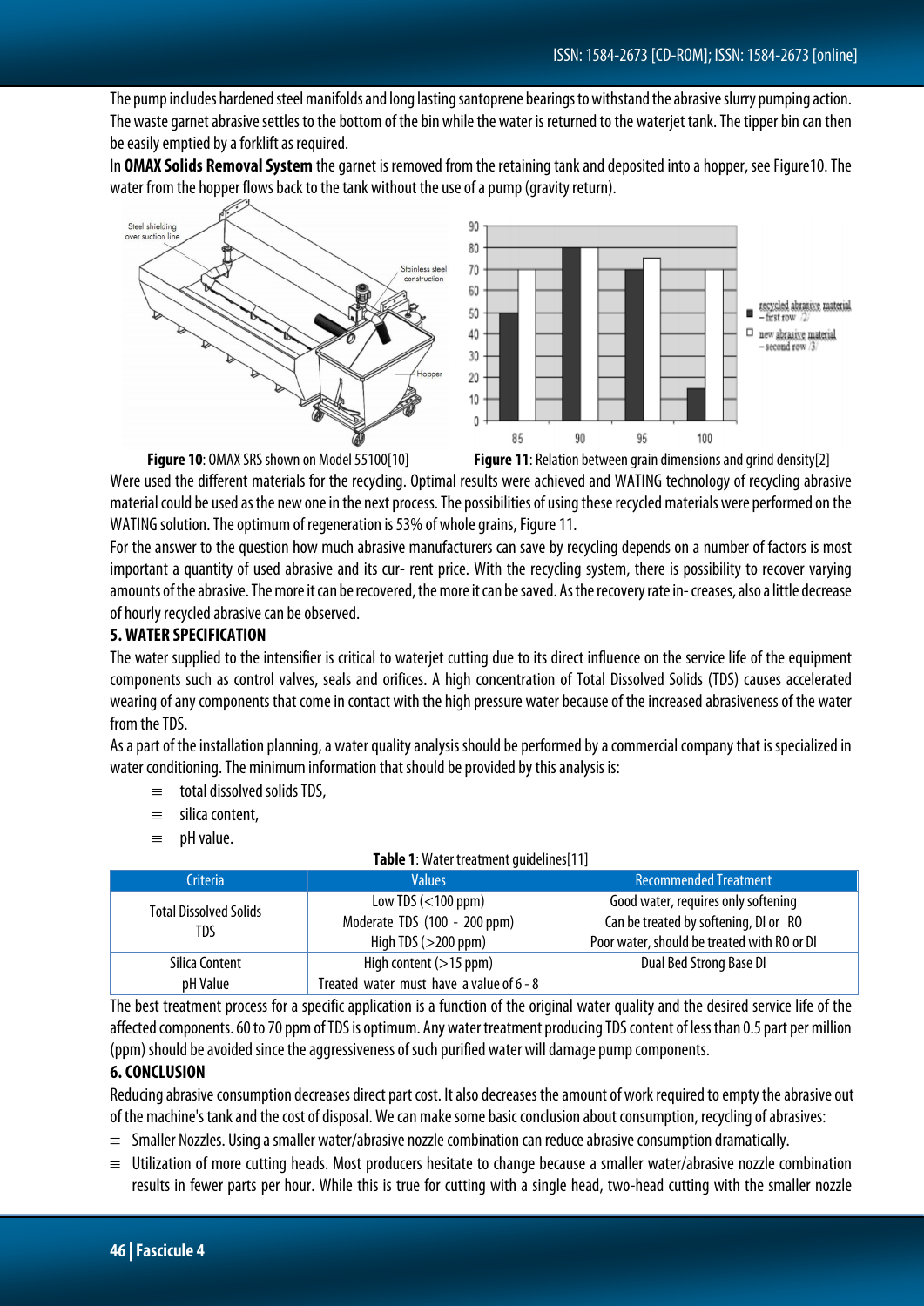The pump includes hardened steel manifolds and long lasting santoprene bearings to withstand the abrasive slurry pumping action. The waste garnet abrasive settles to the bottom of the bin while the water is returned to the waterjet tank. The tipper bin can then be easily emptied by a forklift as required.

In **OMAX Solids Removal System** the garnet is removed from the retaining tank and deposited into a hopper, see Figure10. The water from the hopper flows back to the tank without the use of a pump (gravity return).

**Figure 10**: OMAX SRS shown on Model 55100[10]

**Figure 11**: Relation between grain dimensions and grind density[2]

Were used the different materials for the recycling. Optimal results were achieved and WATING technology of recycling abrasive material could be used as the new one in the next process. The possibilities of using these recycled materials were performed on the WATING solution. The optimum of regeneration is 53% of whole grains, Figure 11.

For the answer to the question how much abrasive manufacturers can save by recycling depends on a number of factors is most important a quantity of used abrasive and its cur- rent price. With the recycling system, there is possibility to recover varying amounts of the abrasive. The more it can be recovered, the more it can be saved. As the recovery rate in- creases, also a little decrease of hourly recycled abrasive can be observed.

## 5. WATER SPECIFICATION

The water supplied to the intensifier is critical to waterjet cutting due to its direct influence on the service life of the equipment components such as control valves, seals and orifices. A high concentration of Total Dissolved Solids (TDS) causes accelerated wearing of any components that come in contact with the high pressure water because of the increased abrasiveness of the water from the TDS.

As a part of the installation planning, a water quality analysis should be performed by a commercial company that is specialized in water conditioning. The minimum information that should be provided by this analysis is:

- total dissolved solids TDS,
- silica content,
- pH value.

**Table 1**: Water treatment guidelines[11]

| Criteria | Values | Recommended Treatment |
|---|---|---|
| Total Dissolved Solids TDS | Low TDS (<100 ppm) | Good water, requires only softening |
| | Moderate TDS (100 - 200 ppm) | Can be treated by softening, DI or RO |
| | High TDS (>200 ppm) | Poor water, should be treated with RO or DI |
| Silica Content | High content (>15 ppm) | Dual Bed Strong Base DI |
| pH Value | Treated water must have a value of 6 - 8 | |

The best treatment process for a specific application is a function of the original water quality and the desired service life of the affected components. 60 to 70 ppm of TDS is optimum. Any water treatment producing TDS content of less than 0.5 part per million (ppm) should be avoided since the aggressiveness of such purified water will damage pump components.

## 6. CONCLUSION

Reducing abrasive consumption decreases direct part cost. It also decreases the amount of work required to empty the abrasive out of the machine's tank and the cost of disposal. We can make some basic conclusion about consumption, recycling of abrasives:

- Smaller Nozzles. Using a smaller water/abrasive nozzle combination can reduce abrasive consumption dramatically.
- Utilization of more cutting heads. Most producers hesitate to change because a smaller water/abrasive nozzle combination results in fewer parts per hour. While this is true for cutting with a single head, two-head cutting with the smaller nozzle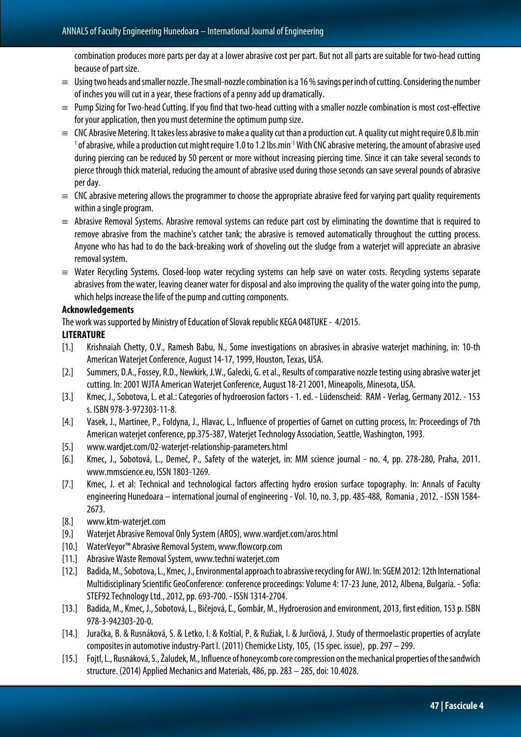combination produces more parts per day at a lower abrasive cost per part. But not all parts are suitable for two-head cutting because of part size.

- Using two heads and smaller nozzle. The small-nozzle combination is a 16 % savings per inch of cutting. Considering the number of inches you will cut in a year, these fractions of a penny add up dramatically.
- Pump Sizing for Two-head Cutting. If you find that two-head cutting with a smaller nozzle combination is most cost-effective for your application, then you must determine the optimum pump size.
- CNC Abrasive Metering. It takes less abrasive to make a quality cut than a production cut. A quality cut might require 0.8 lb.min$^{-1}$ of abrasive, while a production cut might require 1.0 to 1.2 lbs.min$^{-1}$ With CNC abrasive metering, the amount of abrasive used during piercing can be reduced by 50 percent or more without increasing piercing time. Since it can take several seconds to pierce through thick material, reducing the amount of abrasive used during those seconds can save several pounds of abrasive per day.
- CNC abrasive metering allows the programmer to choose the appropriate abrasive feed for varying part quality requirements within a single program.
- Abrasive Removal Systems. Abrasive removal systems can reduce part cost by eliminating the downtime that is required to remove abrasive from the machine's catcher tank; the abrasive is removed automatically throughout the cutting process. Anyone who has had to do the back-breaking work of shoveling out the sludge from a waterjet will appreciate an abrasive removal system.
- Water Recycling Systems. Closed-loop water recycling systems can help save on water costs. Recycling systems separate abrasives from the water, leaving cleaner water for disposal and also improving the quality of the water going into the pump, which helps increase the life of the pump and cutting components.

**Acknowledgements**

The work was supported by Ministry of Education of Slovak republic KEGA 048TUKE - 4/2015.

**LITERATURE**

[1.] Krishnaiah Chetty, O.V., Ramesh Babu, N., Some investigations on abrasives in abrasive waterjet machining, in: 10-th American Waterjet Conference, August 14-17, 1999, Houston, Texas, USA.

[2.] Summers, D.A., Fossey, R.D., Newkirk, J.W., Galecki, G. et al., Results of comparative nozzle testing using abrasive water jet cutting. In: 2001 WJTA American Waterjet Conference, August 18-21 2001, Mineapolis, Minesota, USA.

[3.] Kmec, J., Sobotova, L. et al.: Categories of hydroerosion factors - 1. ed. - Lüdenscheid: RAM - Verlag, Germany 2012. - 153 s. ISBN 978-3-972303-11-8.

[4.] Vasek, J., Martinee, P., Foldyna, J., Hlavac, L., Influence of properties of Garnet on cutting process, In: Proceedings of 7th American waterjet conference, pp.375-387, Waterjet Technology Association, Seattle, Washington, 1993.

[5.] www.wardjet.com/02-waterjet-relationship-parameters.html

[6.] Kmec, J., Sobotová, L., Demeč, P., Safety of the waterjet, in: MM science journal - no. 4, pp. 278-280, Praha, 2011. www.mmscience.eu, ISSN 1803-1269.

[7.] Kmec, J. et al: Technical and technological factors affecting hydro erosion surface topography. In: Annals of Faculty engineering Hunedoara – international journal of engineering - Vol. 10, no. 3, pp. 485-488, Romania , 2012. - ISSN 1584-2673.

[8.] www.ktm-waterjet.com

[9.] Waterjet Abrasive Removal Only System (AROS), www.wardjet.com/aros.html

[10.] WaterVeyor™ Abrasive Removal System, www.flowcorp.com

[11.] Abrasive Waste Removal System, www.techni waterjet.com

[12.] Badida, M., Sobotova, L., Kmec, J., Environmental approach to abrassive recycling for AWJ. In: SGEM 2012: 12th International Multidisciplinary Scientific GeoConference: conference proceedings: Volume 4: 17-23 June, 2012, Albena, Bulgaria. - Sofia: STEF92 Technology Ltd., 2012, pp. 693-700. - ISSN 1314-2704.

[13.] Badida, M., Kmec, J., Sobotová, L., Bičejová, Ľ., Gombár, M., Hydroerosion and environment, 2013, first edition, 153 p. ISBN 978-3-942303-20-0.

[14.] Juračka, B. & Rusnáková, S. & Letko, I. & Koštial, P. & Ružiak, I. & Jurčiová, J. Study of thermoelastic properties of acrylate composites in automotive industry-Part I. (2011) Chemicke Listy, 105, (15 spec. issue), pp. 297 – 299.

[15.] Fojtl, L., Rusnáková, S., Žaludek, M., Influence of honeycomb core compression on the mechanical properties of the sandwich structure. (2014) Applied Mechanics and Materials, 486, pp. 283 – 285, doi: 10.4028.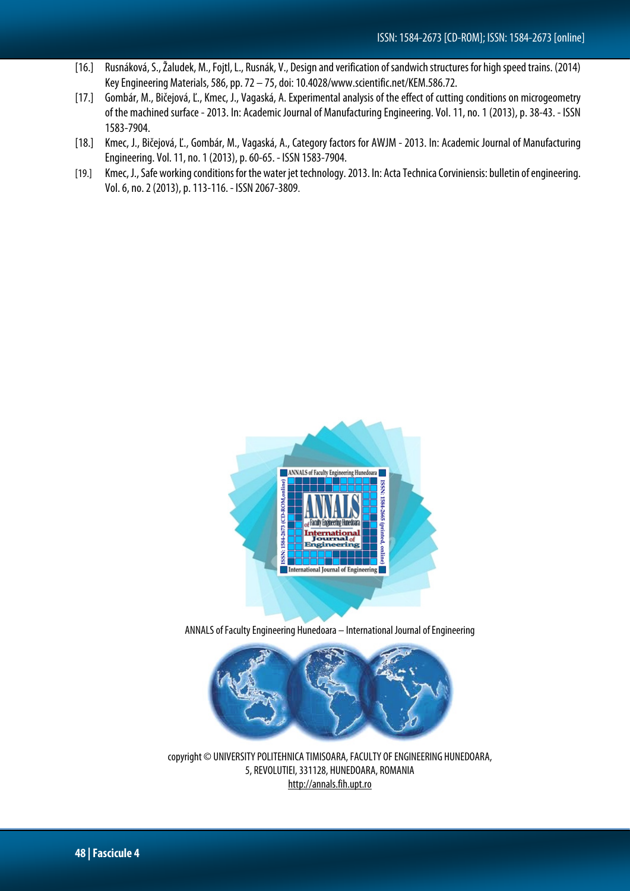[16.] Rusnáková, S., Žaludek, M., Fojtl, L., Rusnák, V., Design and verification of sandwich structures for high speed trains. (2014) Key Engineering Materials, 586, pp. 72 – 75, doi: 10.4028/www.scientific.net/KEM.586.72.

[17.] Gombár, M., Bičejová, Ľ., Kmec, J., Vagaská, A. Experimental analysis of the effect of cutting conditions on microgeometry of the machined surface - 2013. In: Academic Journal of Manufacturing Engineering. Vol. 11, no. 1 (2013), p. 38-43. - ISSN 1583-7904.

[18.] Kmec, J., Bičejová, Ľ., Gombár, M., Vagaská, A., Category factors for AWJM - 2013. In: Academic Journal of Manufacturing Engineering. Vol. 11, no. 1 (2013), p. 60-65. - ISSN 1583-7904.

[19.] Kmec, J., Safe working conditions for the water jet technology. 2013. In: Acta Technica Corviniensis: bulletin of engineering. Vol. 6, no. 2 (2013), p. 113-116. - ISSN 2067-3809.

ANNALS of Faculty Engineering Hunedoara – International Journal of Engineering

copyright © UNIVERSITY POLITEHNICA TIMISOARA, FACULTY OF ENGINEERING HUNEDOARA,
5, REVOLUTIEI, 331128, HUNEDOARA, ROMANIA
http://annals.fih.upt.ro